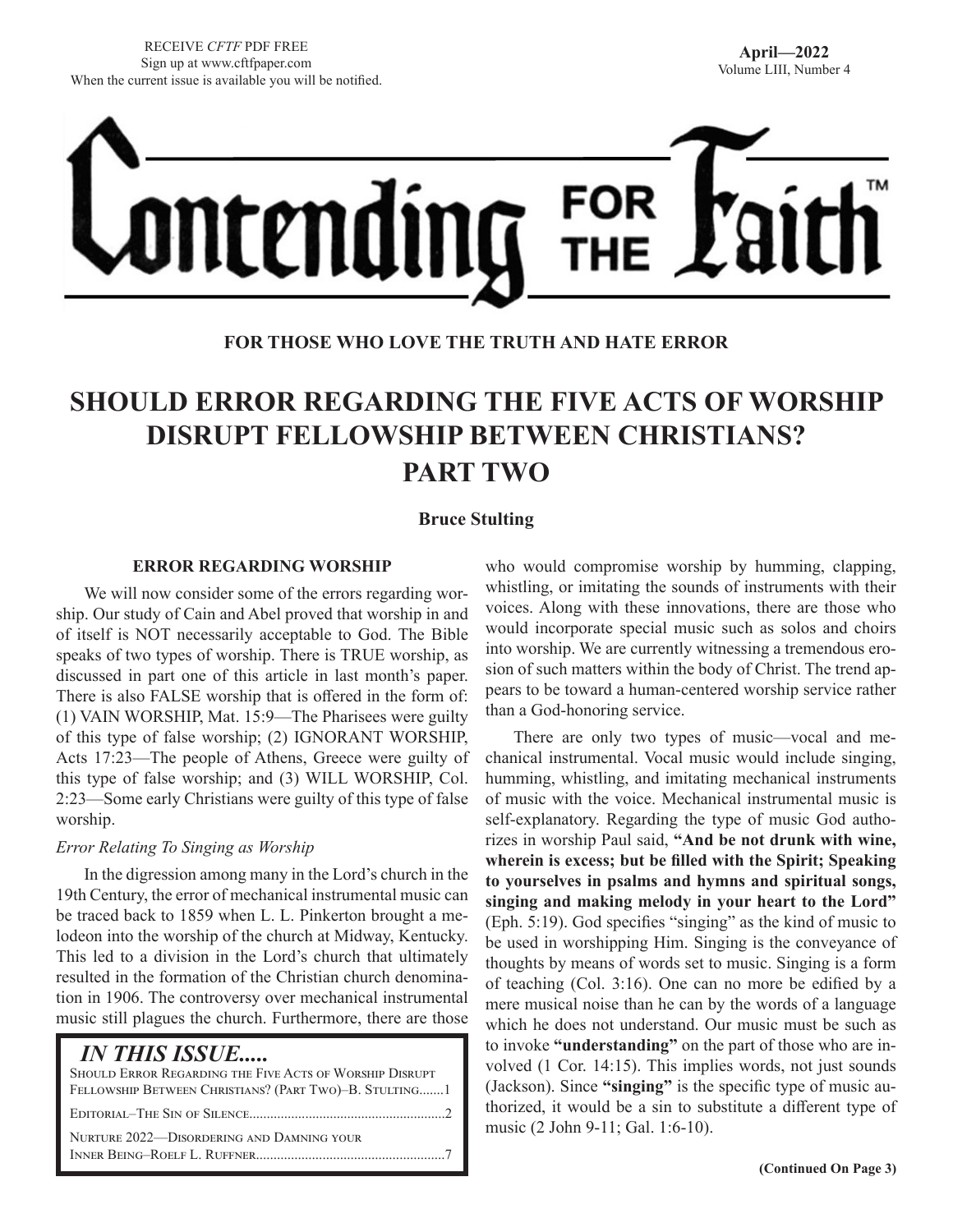RECEIVE *CFTF* PDF FREE
Sign up at www.cftfpaper.com
When the current issue is available you will be notified.

**April—2022**
Volume LIII, Number 4

# Contending FOR THE Faith™

**FOR THOSE WHO LOVE THE TRUTH AND HATE ERROR**

# SHOULD ERROR REGARDING THE FIVE ACTS OF WORSHIP DISRUPT FELLOWSHIP BETWEEN CHRISTIANS? PART TWO

**Bruce Stulting**

### ERROR REGARDING WORSHIP

We will now consider some of the errors regarding worship. Our study of Cain and Abel proved that worship in and of itself is NOT necessarily acceptable to God. The Bible speaks of two types of worship. There is TRUE worship, as discussed in part one of this article in last month's paper. There is also FALSE worship that is offered in the form of: (1) VAIN WORSHIP, Mat. 15:9—The Pharisees were guilty of this type of false worship; (2) IGNORANT WORSHIP, Acts 17:23—The people of Athens, Greece were guilty of this type of false worship; and (3) WILL WORSHIP, Col. 2:23—Some early Christians were guilty of this type of false worship.

*Error Relating To Singing as Worship*

In the digression among many in the Lord's church in the 19th Century, the error of mechanical instrumental music can be traced back to 1859 when L. L. Pinkerton brought a melodeon into the worship of the church at Midway, Kentucky. This led to a division in the Lord's church that ultimately resulted in the formation of the Christian church denomination in 1906. The controversy over mechanical instrumental music still plagues the church. Furthermore, there are those who would compromise worship by humming, clapping, whistling, or imitating the sounds of instruments with their voices. Along with these innovations, there are those who would incorporate special music such as solos and choirs into worship. We are currently witnessing a tremendous erosion of such matters within the body of Christ. The trend appears to be toward a human-centered worship service rather than a God-honoring service.

There are only two types of music—vocal and mechanical instrumental. Vocal music would include singing, humming, whistling, and imitating mechanical instruments of music with the voice. Mechanical instrumental music is self-explanatory. Regarding the type of music God authorizes in worship Paul said, **"And be not drunk with wine, wherein is excess; but be filled with the Spirit; Speaking to yourselves in psalms and hymns and spiritual songs, singing and making melody in your heart to the Lord"** (Eph. 5:19). God specifies "singing" as the kind of music to be used in worshipping Him. Singing is the conveyance of thoughts by means of words set to music. Singing is a form of teaching (Col. 3:16). One can no more be edified by a mere musical noise than he can by the words of a language which he does not understand. Our music must be such as to invoke **"understanding"** on the part of those who are involved (1 Cor. 14:15). This implies words, not just sounds (Jackson). Since **"singing"** is the specific type of music authorized, it would be a sin to substitute a different type of music (2 John 9-11; Gal. 1:6-10).

**(Continued On Page 3)**

### *IN THIS ISSUE.....*

Should Error Regarding the Five Acts of Worship Disrupt Fellowship Between Christians? (Part Two)–B. Stulting.......1

Editorial–The Sin of Silence.......................................................2

Nurture 2022—Disordering and Damning your Inner Being–Roelf L. Ruffner......................................................7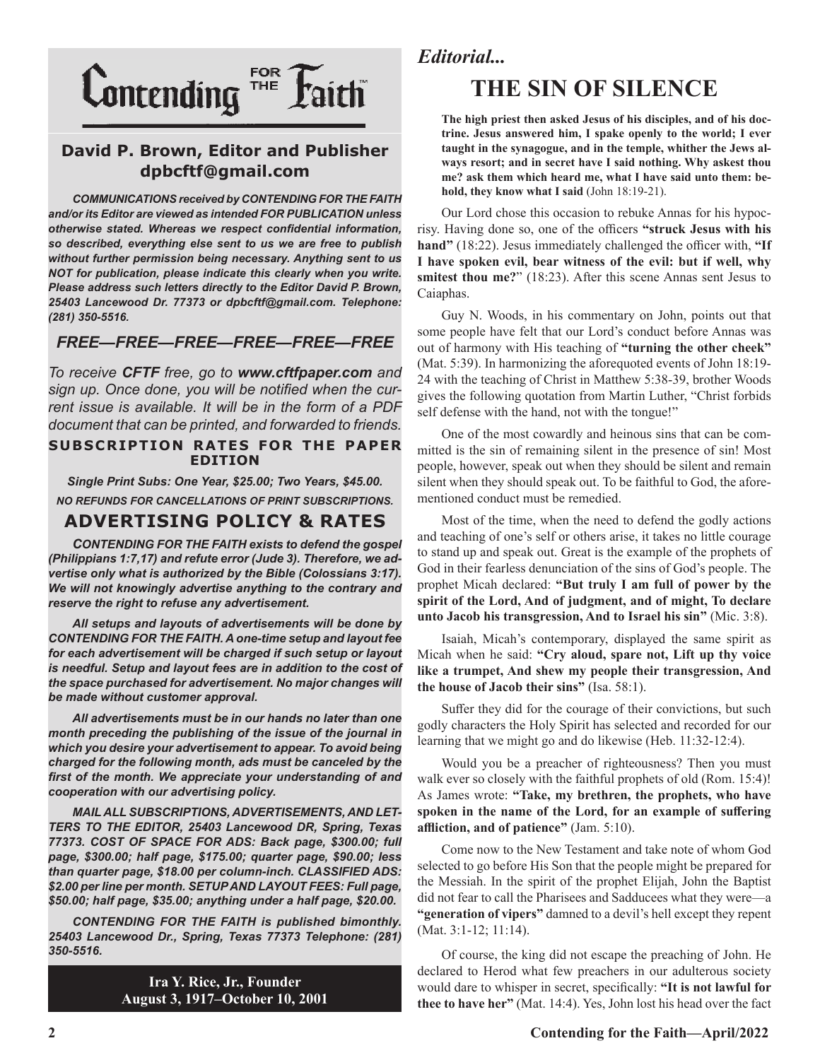# Contending FOR THE Faith

## David P. Brown, Editor and Publisher
## dpbcftf@gmail.com

***COMMUNICATIONS received by CONTENDING FOR THE FAITH and/or its Editor are viewed as intended FOR PUBLICATION unless otherwise stated. Whereas we respect confidential information, so described, everything else sent to us we are free to publish without further permission being necessary. Anything sent to us NOT for publication, please indicate this clearly when you write. Please address such letters directly to the Editor David P. Brown, 25403 Lancewood Dr. 77373 or dpbcftf@gmail.com. Telephone: (281) 350-5516.***

### *FREE—FREE—FREE—FREE—FREE—FREE*

*To receive **CFTF** free, go to **www.cftfpaper.com** and sign up. Once done, you will be notified when the current issue is available. It will be in the form of a PDF document that can be printed, and forwarded to friends.*

**SUBSCRIPTION RATES FOR THE PAPER EDITION**

***Single Print Subs: One Year, $25.00; Two Years, $45.00.***

***NO REFUNDS FOR CANCELLATIONS OF PRINT SUBSCRIPTIONS.***

## ADVERTISING POLICY & RATES

***CONTENDING FOR THE FAITH exists to defend the gospel (Philippians 1:7,17) and refute error (Jude 3). Therefore, we advertise only what is authorized by the Bible (Colossians 3:17). We will not knowingly advertise anything to the contrary and reserve the right to refuse any advertisement.***

***All setups and layouts of advertisements will be done by CONTENDING FOR THE FAITH. A one-time setup and layout fee for each advertisement will be charged if such setup or layout is needful. Setup and layout fees are in addition to the cost of the space purchased for advertisement. No major changes will be made without customer approval.***

***All advertisements must be in our hands no later than one month preceding the publishing of the issue of the journal in which you desire your advertisement to appear. To avoid being charged for the following month, ads must be canceled by the first of the month. We appreciate your understanding of and cooperation with our advertising policy.***

***MAIL ALL SUBSCRIPTIONS, ADVERTISEMENTS, AND LETTERS TO THE EDITOR, 25403 Lancewood DR, Spring, Texas 77373. COST OF SPACE FOR ADS: Back page, $300.00; full page, $300.00; half page, $175.00; quarter page, $90.00; less than quarter page, $18.00 per column-inch. CLASSIFIED ADS: $2.00 per line per month. SETUP AND LAYOUT FEES: Full page, $50.00; half page, $35.00; anything under a half page, $20.00.***

***CONTENDING FOR THE FAITH is published bimonthly. 25403 Lancewood Dr., Spring, Texas 77373 Telephone: (281) 350-5516.***

**Ira Y. Rice, Jr., Founder**
**August 3, 1917–October 10, 2001**

*Editorial...*

# THE SIN OF SILENCE

**The high priest then asked Jesus of his disciples, and of his doctrine. Jesus answered him, I spake openly to the world; I ever taught in the synagogue, and in the temple, whither the Jews always resort; and in secret have I said nothing. Why askest thou me? ask them which heard me, what I have said unto them: behold, they know what I said** (John 18:19-21).

Our Lord chose this occasion to rebuke Annas for his hypocrisy. Having done so, one of the officers **"struck Jesus with his hand"** (18:22). Jesus immediately challenged the officer with, **"If I have spoken evil, bear witness of the evil: but if well, why smitest thou me?"** (18:23). After this scene Annas sent Jesus to Caiaphas.

Guy N. Woods, in his commentary on John, points out that some people have felt that our Lord's conduct before Annas was out of harmony with His teaching of **"turning the other cheek"** (Mat. 5:39). In harmonizing the aforequoted events of John 18:19-24 with the teaching of Christ in Matthew 5:38-39, brother Woods gives the following quotation from Martin Luther, "Christ forbids self defense with the hand, not with the tongue!"

One of the most cowardly and heinous sins that can be committed is the sin of remaining silent in the presence of sin! Most people, however, speak out when they should be silent and remain silent when they should speak out. To be faithful to God, the aforementioned conduct must be remedied.

Most of the time, when the need to defend the godly actions and teaching of one's self or others arise, it takes no little courage to stand up and speak out. Great is the example of the prophets of God in their fearless denunciation of the sins of God's people. The prophet Micah declared: **"But truly I am full of power by the spirit of the Lord, And of judgment, and of might, To declare unto Jacob his transgression, And to Israel his sin"** (Mic. 3:8).

Isaiah, Micah's contemporary, displayed the same spirit as Micah when he said: **"Cry aloud, spare not, Lift up thy voice like a trumpet, And shew my people their transgression, And the house of Jacob their sins"** (Isa. 58:1).

Suffer they did for the courage of their convictions, but such godly characters the Holy Spirit has selected and recorded for our learning that we might go and do likewise (Heb. 11:32-12:4).

Would you be a preacher of righteousness? Then you must walk ever so closely with the faithful prophets of old (Rom. 15:4)! As James wrote: **"Take, my brethren, the prophets, who have spoken in the name of the Lord, for an example of suffering affliction, and of patience"** (Jam. 5:10).

Come now to the New Testament and take note of whom God selected to go before His Son that the people might be prepared for the Messiah. In the spirit of the prophet Elijah, John the Baptist did not fear to call the Pharisees and Sadducees what they were—a **"generation of vipers"** damned to a devil's hell except they repent (Mat. 3:1-12; 11:14).

Of course, the king did not escape the preaching of John. He declared to Herod what few preachers in our adulterous society would dare to whisper in secret, specifically: **"It is not lawful for thee to have her"** (Mat. 14:4). Yes, John lost his head over the fact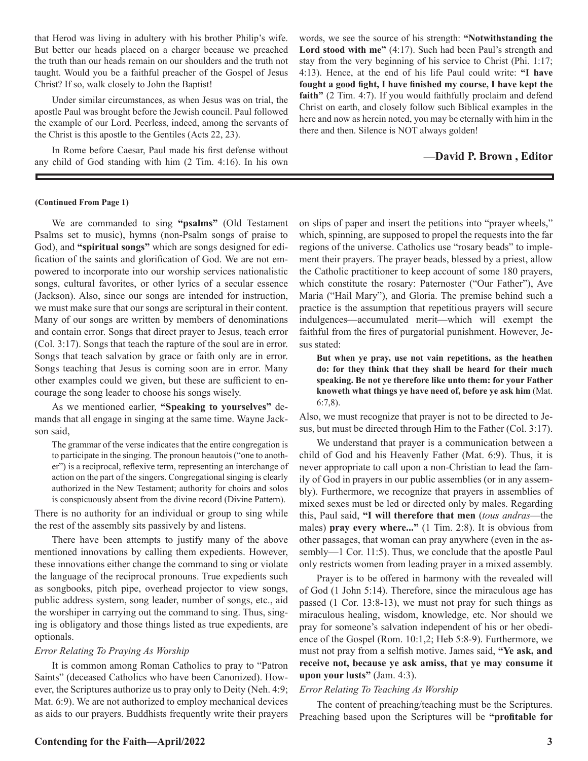that Herod was living in adultery with his brother Philip's wife. But better our heads placed on a charger because we preached the truth than our heads remain on our shoulders and the truth not taught. Would you be a faithful preacher of the Gospel of Jesus Christ? If so, walk closely to John the Baptist!

Under similar circumstances, as when Jesus was on trial, the apostle Paul was brought before the Jewish council. Paul followed the example of our Lord. Peerless, indeed, among the servants of the Christ is this apostle to the Gentiles (Acts 22, 23).

In Rome before Caesar, Paul made his first defense without any child of God standing with him (2 Tim. 4:16). In his own words, we see the source of his strength: **"Notwithstanding the Lord stood with me"** (4:17). Such had been Paul's strength and stay from the very beginning of his service to Christ (Phi. 1:17; 4:13). Hence, at the end of his life Paul could write: **"I have fought a good fight, I have finished my course, I have kept the faith"** (2 Tim. 4:7). If you would faithfully proclaim and defend Christ on earth, and closely follow such Biblical examples in the here and now as herein noted, you may be eternally with him in the there and then. Silence is NOT always golden!

**—David P. Brown , Editor**

---

**(Continued From Page 1)**

We are commanded to sing **"psalms"** (Old Testament Psalms set to music), hymns (non-Psalm songs of praise to God), and **"spiritual songs"** which are songs designed for edification of the saints and glorification of God. We are not empowered to incorporate into our worship services nationalistic songs, cultural favorites, or other lyrics of a secular essence (Jackson). Also, since our songs are intended for instruction, we must make sure that our songs are scriptural in their content. Many of our songs are written by members of denominations and contain error. Songs that direct prayer to Jesus, teach error (Col. 3:17). Songs that teach the rapture of the soul are in error. Songs that teach salvation by grace or faith only are in error. Songs teaching that Jesus is coming soon are in error. Many other examples could we given, but these are sufficient to encourage the song leader to choose his songs wisely.

As we mentioned earlier, **"Speaking to yourselves"** demands that all engage in singing at the same time. Wayne Jackson said,

> The grammar of the verse indicates that the entire congregation is to participate in the singing. The pronoun heautois ("one to another") is a reciprocal, reflexive term, representing an interchange of action on the part of the singers. Congregational singing is clearly authorized in the New Testament; authority for choirs and solos is conspicuously absent from the divine record (Divine Pattern).

There is no authority for an individual or group to sing while the rest of the assembly sits passively by and listens.

There have been attempts to justify many of the above mentioned innovations by calling them expedients. However, these innovations either change the command to sing or violate the language of the reciprocal pronouns. True expedients such as songbooks, pitch pipe, overhead projector to view songs, public address system, song leader, number of songs, etc., aid the worshiper in carrying out the command to sing. Thus, singing is obligatory and those things listed as true expedients, are optionals.

*Error Relating To Praying As Worship*

It is common among Roman Catholics to pray to "Patron Saints" (deceased Catholics who have been Canonized). However, the Scriptures authorize us to pray only to Deity (Neh. 4:9; Mat. 6:9). We are not authorized to employ mechanical devices as aids to our prayers. Buddhists frequently write their prayers on slips of paper and insert the petitions into "prayer wheels," which, spinning, are supposed to propel the requests into the far regions of the universe. Catholics use "rosary beads" to implement their prayers. The prayer beads, blessed by a priest, allow the Catholic practitioner to keep account of some 180 prayers, which constitute the rosary: Paternoster ("Our Father"), Ave Maria ("Hail Mary"), and Gloria. The premise behind such a practice is the assumption that repetitious prayers will secure indulgences—accumulated merit—which will exempt the faithful from the fires of purgatorial punishment. However, Jesus stated:

> **But when ye pray, use not vain repetitions, as the heathen do: for they think that they shall be heard for their much speaking. Be not ye therefore like unto them: for your Father knoweth what things ye have need of, before ye ask him** (Mat. 6:7,8).

Also, we must recognize that prayer is not to be directed to Jesus, but must be directed through Him to the Father (Col. 3:17).

We understand that prayer is a communication between a child of God and his Heavenly Father (Mat. 6:9). Thus, it is never appropriate to call upon a non-Christian to lead the family of God in prayers in our public assemblies (or in any assembly). Furthermore, we recognize that prayers in assemblies of mixed sexes must be led or directed only by males. Regarding this, Paul said, **"I will therefore that men** (*tous andras*—the males) **pray every where..."** (1 Tim. 2:8). It is obvious from other passages, that woman can pray anywhere (even in the assembly—1 Cor. 11:5). Thus, we conclude that the apostle Paul only restricts women from leading prayer in a mixed assembly.

Prayer is to be offered in harmony with the revealed will of God (1 John 5:14). Therefore, since the miraculous age has passed (1 Cor. 13:8-13), we must not pray for such things as miraculous healing, wisdom, knowledge, etc. Nor should we pray for someone's salvation independent of his or her obedience of the Gospel (Rom. 10:1,2; Heb 5:8-9). Furthermore, we must not pray from a selfish motive. James said, **"Ye ask, and receive not, because ye ask amiss, that ye may consume it upon your lusts"** (Jam. 4:3).

*Error Relating To Teaching As Worship*

The content of preaching/teaching must be the Scriptures. Preaching based upon the Scriptures will be **"profitable for**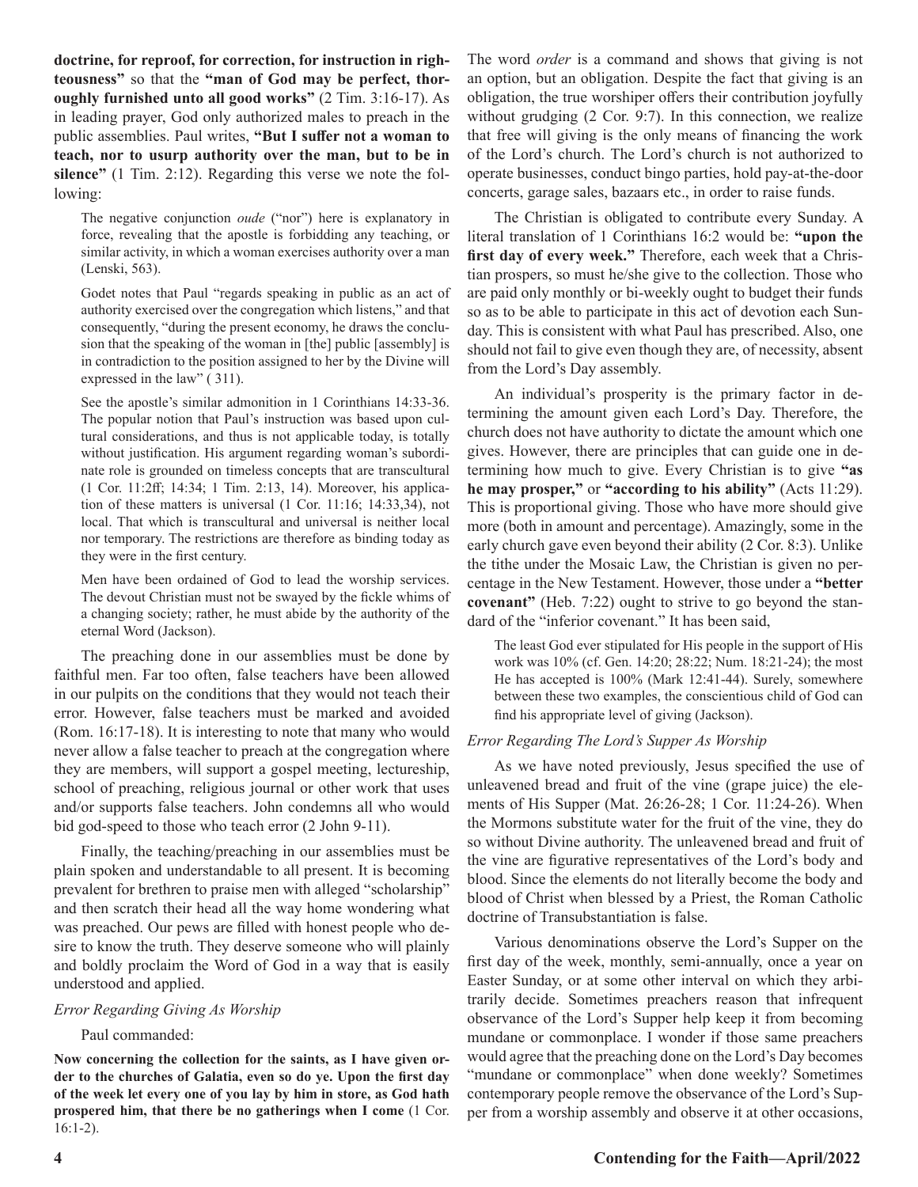**doctrine, for reproof, for correction, for instruction in righteousness"** so that the **"man of God may be perfect, thoroughly furnished unto all good works"** (2 Tim. 3:16-17). As in leading prayer, God only authorized males to preach in the public assemblies. Paul writes, **"But I suffer not a woman to teach, nor to usurp authority over the man, but to be in silence"** (1 Tim. 2:12). Regarding this verse we note the following:

> The negative conjunction *oude* ("nor") here is explanatory in force, revealing that the apostle is forbidding any teaching, or similar activity, in which a woman exercises authority over a man (Lenski, 563).
>
> Godet notes that Paul "regards speaking in public as an act of authority exercised over the congregation which listens," and that consequently, "during the present economy, he draws the conclusion that the speaking of the woman in [the] public [assembly] is in contradiction to the position assigned to her by the Divine will expressed in the law" ( 311).
>
> See the apostle's similar admonition in 1 Corinthians 14:33-36. The popular notion that Paul's instruction was based upon cultural considerations, and thus is not applicable today, is totally without justification. His argument regarding woman's subordinate role is grounded on timeless concepts that are transcultural (1 Cor. 11:2ff; 14:34; 1 Tim. 2:13, 14). Moreover, his application of these matters is universal (1 Cor. 11:16; 14:33,34), not local. That which is transcultural and universal is neither local nor temporary. The restrictions are therefore as binding today as they were in the first century.
>
> Men have been ordained of God to lead the worship services. The devout Christian must not be swayed by the fickle whims of a changing society; rather, he must abide by the authority of the eternal Word (Jackson).

The preaching done in our assemblies must be done by faithful men. Far too often, false teachers have been allowed in our pulpits on the conditions that they would not teach their error. However, false teachers must be marked and avoided (Rom. 16:17-18). It is interesting to note that many who would never allow a false teacher to preach at the congregation where they are members, will support a gospel meeting, lectureship, school of preaching, religious journal or other work that uses and/or supports false teachers. John condemns all who would bid god-speed to those who teach error (2 John 9-11).

Finally, the teaching/preaching in our assemblies must be plain spoken and understandable to all present. It is becoming prevalent for brethren to praise men with alleged "scholarship" and then scratch their head all the way home wondering what was preached. Our pews are filled with honest people who desire to know the truth. They deserve someone who will plainly and boldly proclaim the Word of God in a way that is easily understood and applied.

*Error Regarding Giving As Worship*

Paul commanded:

> **Now concerning the collection for the saints, as I have given order to the churches of Galatia, even so do ye. Upon the first day of the week let every one of you lay by him in store, as God hath prospered him, that there be no gatherings when I come** (1 Cor. 16:1-2).

The word *order* is a command and shows that giving is not an option, but an obligation. Despite the fact that giving is an obligation, the true worshiper offers their contribution joyfully without grudging (2 Cor. 9:7). In this connection, we realize that free will giving is the only means of financing the work of the Lord's church. The Lord's church is not authorized to operate businesses, conduct bingo parties, hold pay-at-the-door concerts, garage sales, bazaars etc., in order to raise funds.

The Christian is obligated to contribute every Sunday. A literal translation of 1 Corinthians 16:2 would be: **"upon the first day of every week."** Therefore, each week that a Christian prospers, so must he/she give to the collection. Those who are paid only monthly or bi-weekly ought to budget their funds so as to be able to participate in this act of devotion each Sunday. This is consistent with what Paul has prescribed. Also, one should not fail to give even though they are, of necessity, absent from the Lord's Day assembly.

An individual's prosperity is the primary factor in determining the amount given each Lord's Day. Therefore, the church does not have authority to dictate the amount which one gives. However, there are principles that can guide one in determining how much to give. Every Christian is to give **"as he may prosper,"** or **"according to his ability"** (Acts 11:29). This is proportional giving. Those who have more should give more (both in amount and percentage). Amazingly, some in the early church gave even beyond their ability (2 Cor. 8:3). Unlike the tithe under the Mosaic Law, the Christian is given no percentage in the New Testament. However, those under a **"better covenant"** (Heb. 7:22) ought to strive to go beyond the standard of the "inferior covenant." It has been said,

> The least God ever stipulated for His people in the support of His work was 10% (cf. Gen. 14:20; 28:22; Num. 18:21-24); the most He has accepted is 100% (Mark 12:41-44). Surely, somewhere between these two examples, the conscientious child of God can find his appropriate level of giving (Jackson).

*Error Regarding The Lord's Supper As Worship*

As we have noted previously, Jesus specified the use of unleavened bread and fruit of the vine (grape juice) the elements of His Supper (Mat. 26:26-28; 1 Cor. 11:24-26). When the Mormons substitute water for the fruit of the vine, they do so without Divine authority. The unleavened bread and fruit of the vine are figurative representatives of the Lord's body and blood. Since the elements do not literally become the body and blood of Christ when blessed by a Priest, the Roman Catholic doctrine of Transubstantiation is false.

Various denominations observe the Lord's Supper on the first day of the week, monthly, semi-annually, once a year on Easter Sunday, or at some other interval on which they arbitrarily decide. Sometimes preachers reason that infrequent observance of the Lord's Supper help keep it from becoming mundane or commonplace. I wonder if those same preachers would agree that the preaching done on the Lord's Day becomes "mundane or commonplace" when done weekly? Sometimes contemporary people remove the observance of the Lord's Supper from a worship assembly and observe it at other occasions,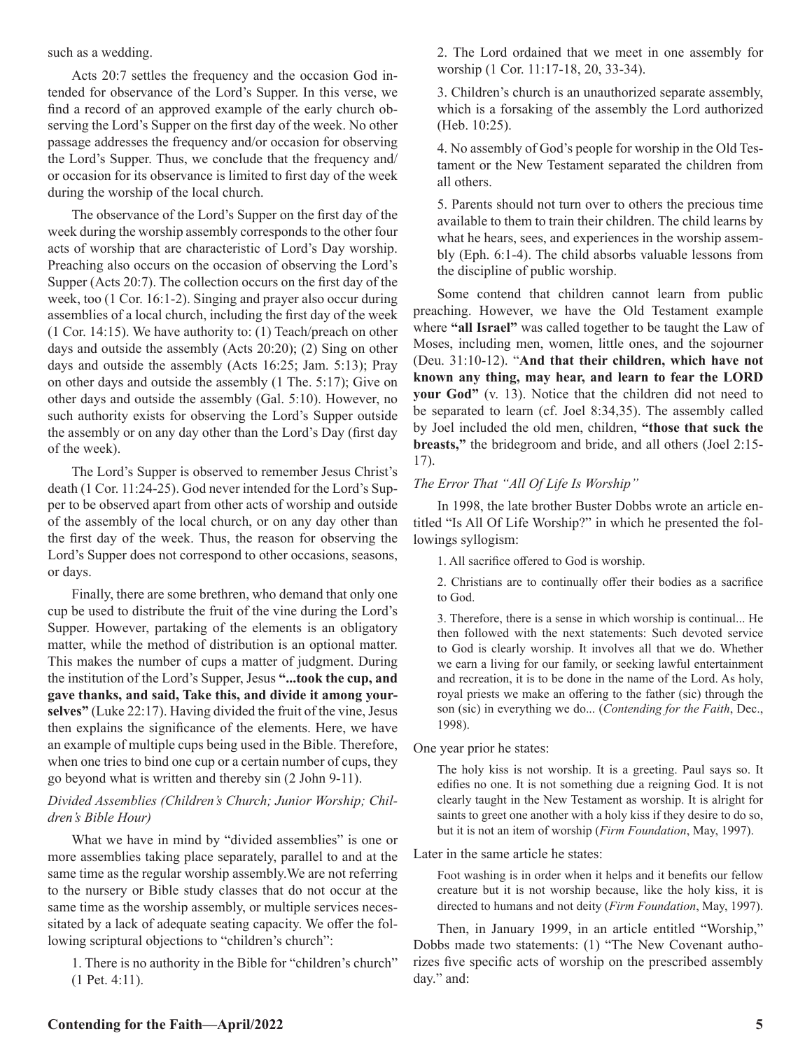such as a wedding.

Acts 20:7 settles the frequency and the occasion God intended for observance of the Lord's Supper. In this verse, we find a record of an approved example of the early church observing the Lord's Supper on the first day of the week. No other passage addresses the frequency and/or occasion for observing the Lord's Supper. Thus, we conclude that the frequency and/or occasion for its observance is limited to first day of the week during the worship of the local church.

The observance of the Lord's Supper on the first day of the week during the worship assembly corresponds to the other four acts of worship that are characteristic of Lord's Day worship. Preaching also occurs on the occasion of observing the Lord's Supper (Acts 20:7). The collection occurs on the first day of the week, too (1 Cor. 16:1-2). Singing and prayer also occur during assemblies of a local church, including the first day of the week (1 Cor. 14:15). We have authority to: (1) Teach/preach on other days and outside the assembly (Acts 20:20); (2) Sing on other days and outside the assembly (Acts 16:25; Jam. 5:13); Pray on other days and outside the assembly (1 The. 5:17); Give on other days and outside the assembly (Gal. 5:10). However, no such authority exists for observing the Lord's Supper outside the assembly or on any day other than the Lord's Day (first day of the week).

The Lord's Supper is observed to remember Jesus Christ's death (1 Cor. 11:24-25). God never intended for the Lord's Supper to be observed apart from other acts of worship and outside of the assembly of the local church, or on any day other than the first day of the week. Thus, the reason for observing the Lord's Supper does not correspond to other occasions, seasons, or days.

Finally, there are some brethren, who demand that only one cup be used to distribute the fruit of the vine during the Lord's Supper. However, partaking of the elements is an obligatory matter, while the method of distribution is an optional matter. This makes the number of cups a matter of judgment. During the institution of the Lord's Supper, Jesus **"...took the cup, and gave thanks, and said, Take this, and divide it among yourselves"** (Luke 22:17). Having divided the fruit of the vine, Jesus then explains the significance of the elements. Here, we have an example of multiple cups being used in the Bible. Therefore, when one tries to bind one cup or a certain number of cups, they go beyond what is written and thereby sin (2 John 9-11).

*Divided Assemblies (Children's Church; Junior Worship; Children's Bible Hour)*

What we have in mind by "divided assemblies" is one or more assemblies taking place separately, parallel to and at the same time as the regular worship assembly.We are not referring to the nursery or Bible study classes that do not occur at the same time as the worship assembly, or multiple services necessitated by a lack of adequate seating capacity. We offer the following scriptural objections to "children's church":

1. There is no authority in the Bible for "children's church" (1 Pet. 4:11).

2. The Lord ordained that we meet in one assembly for worship (1 Cor. 11:17-18, 20, 33-34).

3. Children's church is an unauthorized separate assembly, which is a forsaking of the assembly the Lord authorized (Heb. 10:25).

4. No assembly of God's people for worship in the Old Testament or the New Testament separated the children from all others.

5. Parents should not turn over to others the precious time available to them to train their children. The child learns by what he hears, sees, and experiences in the worship assembly (Eph. 6:1-4). The child absorbs valuable lessons from the discipline of public worship.

Some contend that children cannot learn from public preaching. However, we have the Old Testament example where **"all Israel"** was called together to be taught the Law of Moses, including men, women, little ones, and the sojourner (Deu. 31:10-12). "**And that their children, which have not known any thing, may hear, and learn to fear the LORD your God"** (v. 13). Notice that the children did not need to be separated to learn (cf. Joel 8:34,35). The assembly called by Joel included the old men, children, **"those that suck the breasts,"** the bridegroom and bride, and all others (Joel 2:15-17).

*The Error That "All Of Life Is Worship"*

In 1998, the late brother Buster Dobbs wrote an article entitled "Is All Of Life Worship?" in which he presented the followings syllogism:

> 1. All sacrifice offered to God is worship.
>
> 2. Christians are to continually offer their bodies as a sacrifice to God.
>
> 3. Therefore, there is a sense in which worship is continual... He then followed with the next statements: Such devoted service to God is clearly worship. It involves all that we do. Whether we earn a living for our family, or seeking lawful entertainment and recreation, it is to be done in the name of the Lord. As holy, royal priests we make an offering to the father (sic) through the son (sic) in everything we do... (*Contending for the Faith*, Dec., 1998).

One year prior he states:

> The holy kiss is not worship. It is a greeting. Paul says so. It edifies no one. It is not something due a reigning God. It is not clearly taught in the New Testament as worship. It is alright for saints to greet one another with a holy kiss if they desire to do so, but it is not an item of worship (*Firm Foundation*, May, 1997).

Later in the same article he states:

> Foot washing is in order when it helps and it benefits our fellow creature but it is not worship because, like the holy kiss, it is directed to humans and not deity (*Firm Foundation*, May, 1997).

Then, in January 1999, in an article entitled "Worship," Dobbs made two statements: (1) "The New Covenant authorizes five specific acts of worship on the prescribed assembly day." and: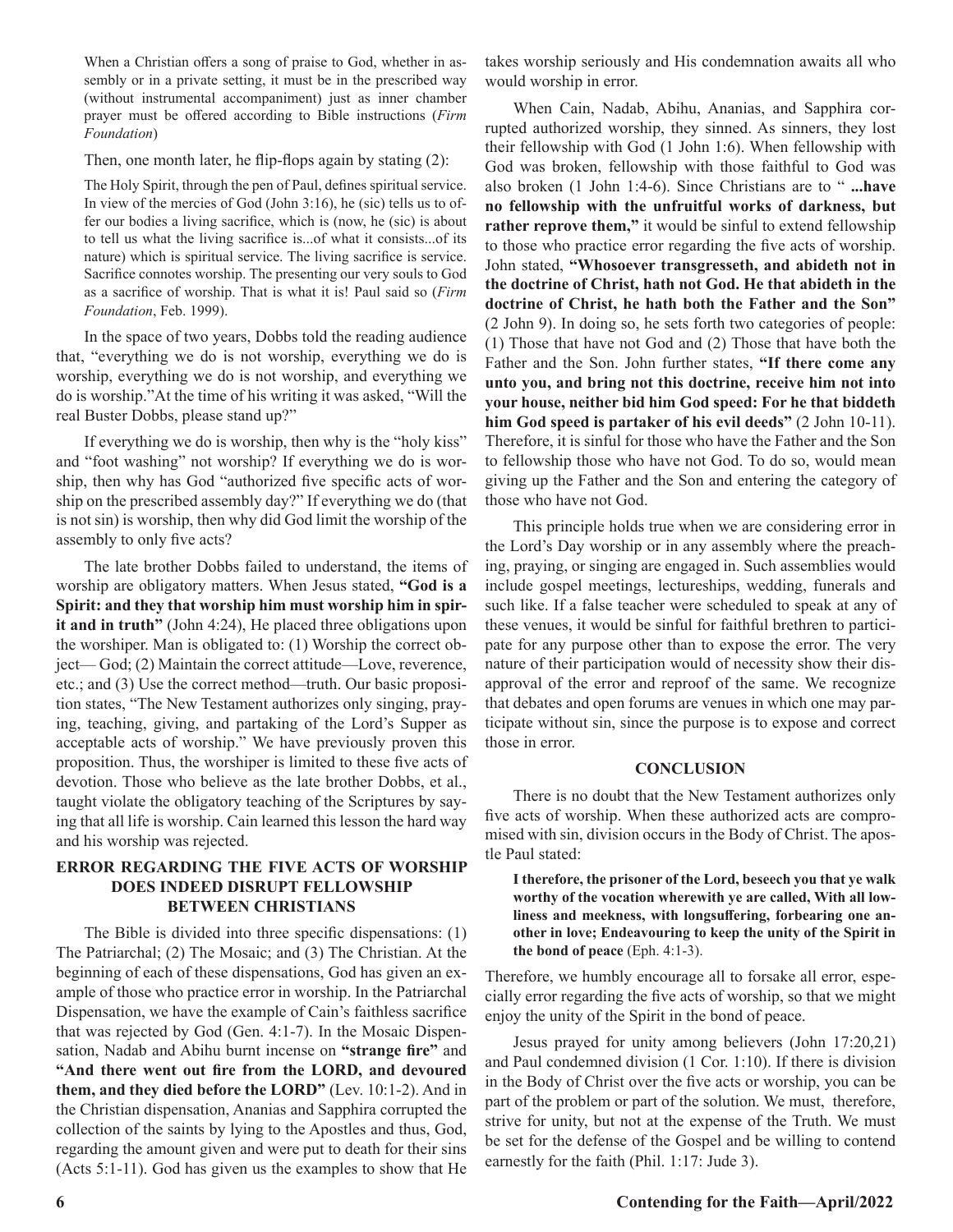> When a Christian offers a song of praise to God, whether in assembly or in a private setting, it must be in the prescribed way (without instrumental accompaniment) just as inner chamber prayer must be offered according to Bible instructions (*Firm Foundation*)

Then, one month later, he flip-flops again by stating (2):

> The Holy Spirit, through the pen of Paul, defines spiritual service. In view of the mercies of God (John 3:16), he (sic) tells us to offer our bodies a living sacrifice, which is (now, he (sic) is about to tell us what the living sacrifice is...of what it consists...of its nature) which is spiritual service. The living sacrifice is service. Sacrifice connotes worship. The presenting our very souls to God as a sacrifice of worship. That is what it is! Paul said so (*Firm Foundation*, Feb. 1999).

In the space of two years, Dobbs told the reading audience that, "everything we do is not worship, everything we do is worship, everything we do is not worship, and everything we do is worship."At the time of his writing it was asked, "Will the real Buster Dobbs, please stand up?"

If everything we do is worship, then why is the "holy kiss" and "foot washing" not worship? If everything we do is worship, then why has God "authorized five specific acts of worship on the prescribed assembly day?" If everything we do (that is not sin) is worship, then why did God limit the worship of the assembly to only five acts?

The late brother Dobbs failed to understand, the items of worship are obligatory matters. When Jesus stated, **"God is a Spirit: and they that worship him must worship him in spirit and in truth"** (John 4:24), He placed three obligations upon the worshiper. Man is obligated to: (1) Worship the correct object— God; (2) Maintain the correct attitude—Love, reverence, etc.; and (3) Use the correct method—truth. Our basic proposition states, "The New Testament authorizes only singing, praying, teaching, giving, and partaking of the Lord's Supper as acceptable acts of worship." We have previously proven this proposition. Thus, the worshiper is limited to these five acts of devotion. Those who believe as the late brother Dobbs, et al., taught violate the obligatory teaching of the Scriptures by saying that all life is worship. Cain learned this lesson the hard way and his worship was rejected.

## ERROR REGARDING THE FIVE ACTS OF WORSHIP DOES INDEED DISRUPT FELLOWSHIP BETWEEN CHRISTIANS

The Bible is divided into three specific dispensations: (1) The Patriarchal; (2) The Mosaic; and (3) The Christian. At the beginning of each of these dispensations, God has given an example of those who practice error in worship. In the Patriarchal Dispensation, we have the example of Cain's faithless sacrifice that was rejected by God (Gen. 4:1-7). In the Mosaic Dispensation, Nadab and Abihu burnt incense on **"strange fire"** and **"And there went out fire from the LORD, and devoured them, and they died before the LORD"** (Lev. 10:1-2). And in the Christian dispensation, Ananias and Sapphira corrupted the collection of the saints by lying to the Apostles and thus, God, regarding the amount given and were put to death for their sins (Acts 5:1-11). God has given us the examples to show that He takes worship seriously and His condemnation awaits all who would worship in error.

When Cain, Nadab, Abihu, Ananias, and Sapphira corrupted authorized worship, they sinned. As sinners, they lost their fellowship with God (1 John 1:6). When fellowship with God was broken, fellowship with those faithful to God was also broken (1 John 1:4-6). Since Christians are to " **...have no fellowship with the unfruitful works of darkness, but rather reprove them,"** it would be sinful to extend fellowship to those who practice error regarding the five acts of worship. John stated, **"Whosoever transgresseth, and abideth not in the doctrine of Christ, hath not God. He that abideth in the doctrine of Christ, he hath both the Father and the Son"** (2 John 9). In doing so, he sets forth two categories of people: (1) Those that have not God and (2) Those that have both the Father and the Son. John further states, **"If there come any unto you, and bring not this doctrine, receive him not into your house, neither bid him God speed: For he that biddeth him God speed is partaker of his evil deeds"** (2 John 10-11). Therefore, it is sinful for those who have the Father and the Son to fellowship those who have not God. To do so, would mean giving up the Father and the Son and entering the category of those who have not God.

This principle holds true when we are considering error in the Lord's Day worship or in any assembly where the preaching, praying, or singing are engaged in. Such assemblies would include gospel meetings, lectureships, wedding, funerals and such like. If a false teacher were scheduled to speak at any of these venues, it would be sinful for faithful brethren to participate for any purpose other than to expose the error. The very nature of their participation would of necessity show their disapproval of the error and reproof of the same. We recognize that debates and open forums are venues in which one may participate without sin, since the purpose is to expose and correct those in error.

## CONCLUSION

There is no doubt that the New Testament authorizes only five acts of worship. When these authorized acts are compromised with sin, division occurs in the Body of Christ. The apostle Paul stated:

> **I therefore, the prisoner of the Lord, beseech you that ye walk worthy of the vocation wherewith ye are called, With all lowliness and meekness, with longsuffering, forbearing one another in love; Endeavouring to keep the unity of the Spirit in the bond of peace** (Eph. 4:1-3).

Therefore, we humbly encourage all to forsake all error, especially error regarding the five acts of worship, so that we might enjoy the unity of the Spirit in the bond of peace.

Jesus prayed for unity among believers (John 17:20,21) and Paul condemned division (1 Cor. 1:10). If there is division in the Body of Christ over the five acts or worship, you can be part of the problem or part of the solution. We must, therefore, strive for unity, but not at the expense of the Truth. We must be set for the defense of the Gospel and be willing to contend earnestly for the faith (Phil. 1:17: Jude 3).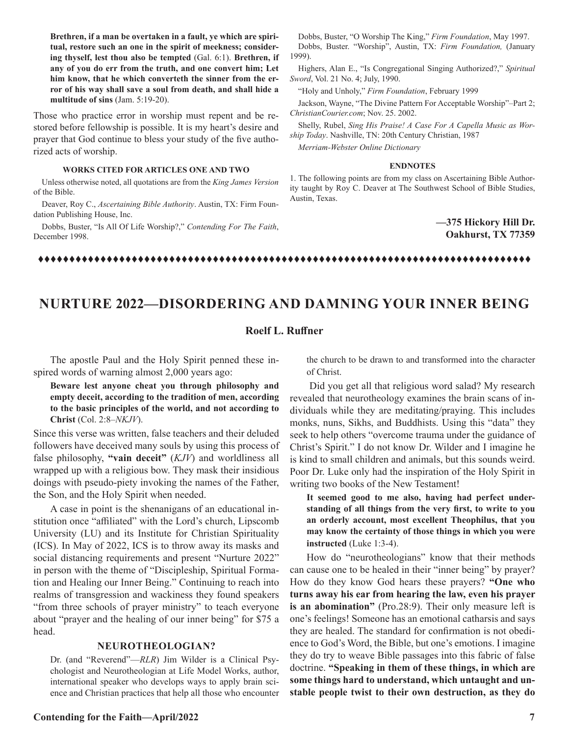**Brethren, if a man be overtaken in a fault, ye which are spiritual, restore such an one in the spirit of meekness; considering thyself, lest thou also be tempted** (Gal. 6:1). **Brethren, if any of you do err from the truth, and one convert him; Let him know, that he which converteth the sinner from the error of his way shall save a soul from death, and shall hide a multitude of sins** (Jam. 5:19-20).

Those who practice error in worship must repent and be restored before fellowship is possible. It is my heart's desire and prayer that God continue to bless your study of the five authorized acts of worship.

#### WORKS CITED FOR ARTICLES ONE AND TWO

Unless otherwise noted, all quotations are from the *King James Version* of the Bible.

Deaver, Roy C., *Ascertaining Bible Authority*. Austin, TX: Firm Foundation Publishing House, Inc.

Dobbs, Buster, "Is All Of Life Worship?," *Contending For The Faith*, December 1998.

Dobbs, Buster, "O Worship The King," *Firm Foundation*, May 1997.

Dobbs, Buster. "Worship", Austin, TX: *Firm Foundation,* (January 1999).

Highers, Alan E., "Is Congregational Singing Authorized?," *Spiritual Sword*, Vol. 21 No. 4; July, 1990.

"Holy and Unholy," *Firm Foundation*, February 1999

Jackson, Wayne, "The Divine Pattern For Acceptable Worship"–Part 2; *ChristianCourier.com*; Nov. 25. 2002.

Shelly, Rubel, *Sing His Praise! A Case For A Capella Music as Worship Today*. Nashville, TN: 20th Century Christian, 1987

*Merriam-Webster Online Dictionary*

#### ENDNOTES

1. The following points are from my class on Ascertaining Bible Authority taught by Roy C. Deaver at The Southwest School of Bible Studies, Austin, Texas.

**—375 Hickory Hill Dr.**
**Oakhurst, TX 77359**

♦♦♦♦♦♦♦♦♦♦♦♦♦♦♦♦♦♦♦♦♦♦♦♦♦♦♦♦♦♦♦♦♦♦♦♦♦♦♦♦♦♦♦♦♦♦♦♦♦♦♦♦♦♦♦♦♦♦♦♦♦♦♦♦♦♦♦♦♦♦♦♦♦♦♦♦

## NURTURE 2022—DISORDERING AND DAMNING YOUR INNER BEING

**Roelf L. Ruffner**

The apostle Paul and the Holy Spirit penned these inspired words of warning almost 2,000 years ago:

**Beware lest anyone cheat you through philosophy and empty deceit, according to the tradition of men, according to the basic principles of the world, and not according to Christ** (Col. 2:8–*NKJV*).

Since this verse was written, false teachers and their deluded followers have deceived many souls by using this process of false philosophy, **"vain deceit"** (*KJV*) and worldliness all wrapped up with a religious bow. They mask their insidious doings with pseudo-piety invoking the names of the Father, the Son, and the Holy Spirit when needed.

A case in point is the shenanigans of an educational institution once "affiliated" with the Lord's church, Lipscomb University (LU) and its Institute for Christian Spirituality (ICS). In May of 2022, ICS is to throw away its masks and social distancing requirements and present "Nurture 2022" in person with the theme of "Discipleship, Spiritual Formation and Healing our Inner Being." Continuing to reach into realms of transgression and wackiness they found speakers "from three schools of prayer ministry" to teach everyone about "prayer and the healing of our inner being" for $75 a head.

#### NEUROTHEOLOGIAN?

Dr. (and "Reverend"—*RLR*) Jim Wilder is a Clinical Psychologist and Neurotheologian at Life Model Works, author, international speaker who develops ways to apply brain science and Christian practices that help all those who encounter the church to be drawn to and transformed into the character of Christ.

Did you get all that religious word salad? My research revealed that neurotheology examines the brain scans of individuals while they are meditating/praying. This includes monks, nuns, Sikhs, and Buddhists. Using this "data" they seek to help others "overcome trauma under the guidance of Christ's Spirit." I do not know Dr. Wilder and I imagine he is kind to small children and animals, but this sounds weird. Poor Dr. Luke only had the inspiration of the Holy Spirit in writing two books of the New Testament!

**It seemed good to me also, having had perfect understanding of all things from the very first, to write to you an orderly account, most excellent Theophilus, that you may know the certainty of those things in which you were instructed** (Luke 1:3-4).

How do "neurotheologians" know that their methods can cause one to be healed in their "inner being" by prayer? How do they know God hears these prayers? **"One who turns away his ear from hearing the law, even his prayer is an abomination"** (Pro.28:9). Their only measure left is one's feelings! Someone has an emotional catharsis and says they are healed. The standard for confirmation is not obedience to God's Word, the Bible, but one's emotions. I imagine they do try to weave Bible passages into this fabric of false doctrine. **"Speaking in them of these things, in which are some things hard to understand, which untaught and unstable people twist to their own destruction, as they do**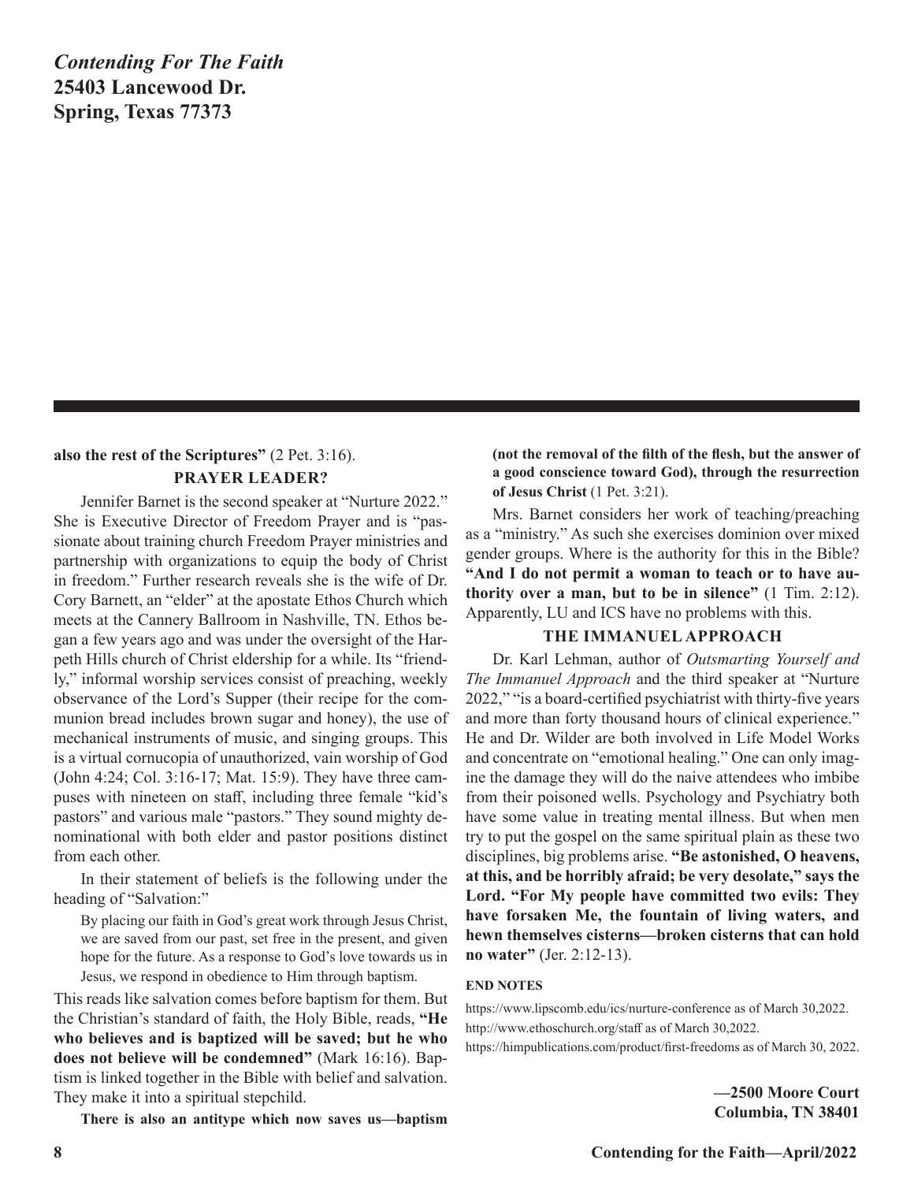*Contending For The Faith*
**25403 Lancewood Dr.**
**Spring, Texas 77373**

**also the rest of the Scriptures"** (2 Pet. 3:16).

### PRAYER LEADER?

Jennifer Barnet is the second speaker at "Nurture 2022." She is Executive Director of Freedom Prayer and is "passionate about training church Freedom Prayer ministries and partnership with organizations to equip the body of Christ in freedom." Further research reveals she is the wife of Dr. Cory Barnett, an "elder" at the apostate Ethos Church which meets at the Cannery Ballroom in Nashville, TN. Ethos began a few years ago and was under the oversight of the Harpeth Hills church of Christ eldership for a while. Its "friendly," informal worship services consist of preaching, weekly observance of the Lord's Supper (their recipe for the communion bread includes brown sugar and honey), the use of mechanical instruments of music, and singing groups. This is a virtual cornucopia of unauthorized, vain worship of God (John 4:24; Col. 3:16-17; Mat. 15:9). They have three campuses with nineteen on staff, including three female "kid's pastors" and various male "pastors." They sound mighty denominational with both elder and pastor positions distinct from each other.

In their statement of beliefs is the following under the heading of "Salvation:"

> By placing our faith in God's great work through Jesus Christ, we are saved from our past, set free in the present, and given hope for the future. As a response to God's love towards us in Jesus, we respond in obedience to Him through baptism.

This reads like salvation comes before baptism for them. But the Christian's standard of faith, the Holy Bible, reads, **"He who believes and is baptized will be saved; but he who does not believe will be condemned"** (Mark 16:16). Baptism is linked together in the Bible with belief and salvation. They make it into a spiritual stepchild.

**There is also an antitype which now saves us—baptism (not the removal of the filth of the flesh, but the answer of a good conscience toward God), through the resurrection of Jesus Christ** (1 Pet. 3:21).

Mrs. Barnet considers her work of teaching/preaching as a "ministry." As such she exercises dominion over mixed gender groups. Where is the authority for this in the Bible? **"And I do not permit a woman to teach or to have authority over a man, but to be in silence"** (1 Tim. 2:12). Apparently, LU and ICS have no problems with this.

### THE IMMANUEL APPROACH

Dr. Karl Lehman, author of *Outsmarting Yourself and The Immanuel Approach* and the third speaker at "Nurture 2022," "is a board-certified psychiatrist with thirty-five years and more than forty thousand hours of clinical experience." He and Dr. Wilder are both involved in Life Model Works and concentrate on "emotional healing." One can only imagine the damage they will do the naive attendees who imbibe from their poisoned wells. Psychology and Psychiatry both have some value in treating mental illness. But when men try to put the gospel on the same spiritual plain as these two disciplines, big problems arise. **"Be astonished, O heavens, at this, and be horribly afraid; be very desolate," says the Lord. "For My people have committed two evils: They have forsaken Me, the fountain of living waters, and hewn themselves cisterns—broken cisterns that can hold no water"** (Jer. 2:12-13).

#### END NOTES

https://www.lipscomb.edu/ics/nurture-conference as of March 30,2022.
http://www.ethoschurch.org/staff as of March 30,2022.
https://himpublications.com/product/first-freedoms as of March 30, 2022.

**—2500 Moore Court**
**Columbia, TN 38401**